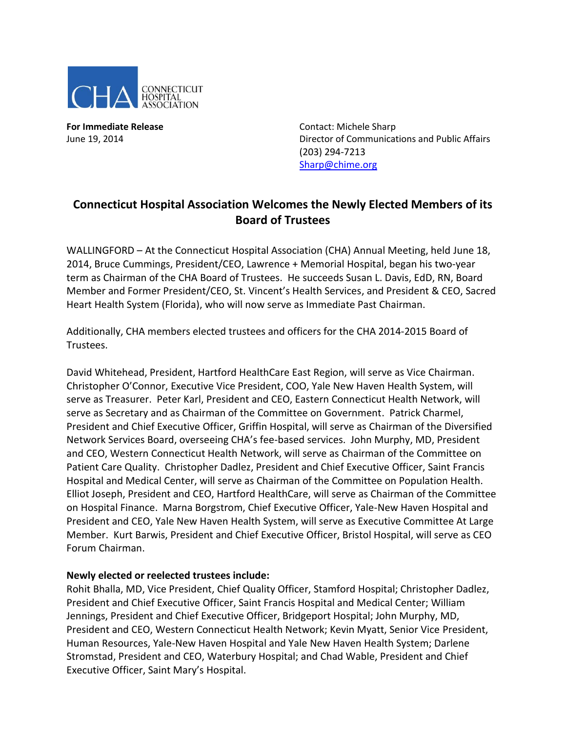CHA CONNECTICUT HOSPITAL ASSOCIATION

**For Immediate Release**
June 19, 2014

Contact: Michele Sharp
Director of Communications and Public Affairs
(203) 294-7213
Sharp@chime.org

## Connecticut Hospital Association Welcomes the Newly Elected Members of its Board of Trustees

WALLINGFORD – At the Connecticut Hospital Association (CHA) Annual Meeting, held June 18, 2014, Bruce Cummings, President/CEO, Lawrence + Memorial Hospital, began his two-year term as Chairman of the CHA Board of Trustees. He succeeds Susan L. Davis, EdD, RN, Board Member and Former President/CEO, St. Vincent's Health Services, and President & CEO, Sacred Heart Health System (Florida), who will now serve as Immediate Past Chairman.

Additionally, CHA members elected trustees and officers for the CHA 2014-2015 Board of Trustees.

David Whitehead, President, Hartford HealthCare East Region, will serve as Vice Chairman. Christopher O'Connor, Executive Vice President, COO, Yale New Haven Health System, will serve as Treasurer. Peter Karl, President and CEO, Eastern Connecticut Health Network, will serve as Secretary and as Chairman of the Committee on Government. Patrick Charmel, President and Chief Executive Officer, Griffin Hospital, will serve as Chairman of the Diversified Network Services Board, overseeing CHA's fee-based services. John Murphy, MD, President and CEO, Western Connecticut Health Network, will serve as Chairman of the Committee on Patient Care Quality. Christopher Dadlez, President and Chief Executive Officer, Saint Francis Hospital and Medical Center, will serve as Chairman of the Committee on Population Health. Elliot Joseph, President and CEO, Hartford HealthCare, will serve as Chairman of the Committee on Hospital Finance. Marna Borgstrom, Chief Executive Officer, Yale-New Haven Hospital and President and CEO, Yale New Haven Health System, will serve as Executive Committee At Large Member. Kurt Barwis, President and Chief Executive Officer, Bristol Hospital, will serve as CEO Forum Chairman.

**Newly elected or reelected trustees include:**
Rohit Bhalla, MD, Vice President, Chief Quality Officer, Stamford Hospital; Christopher Dadlez, President and Chief Executive Officer, Saint Francis Hospital and Medical Center; William Jennings, President and Chief Executive Officer, Bridgeport Hospital; John Murphy, MD, President and CEO, Western Connecticut Health Network; Kevin Myatt, Senior Vice President, Human Resources, Yale-New Haven Hospital and Yale New Haven Health System; Darlene Stromstad, President and CEO, Waterbury Hospital; and Chad Wable, President and Chief Executive Officer, Saint Mary's Hospital.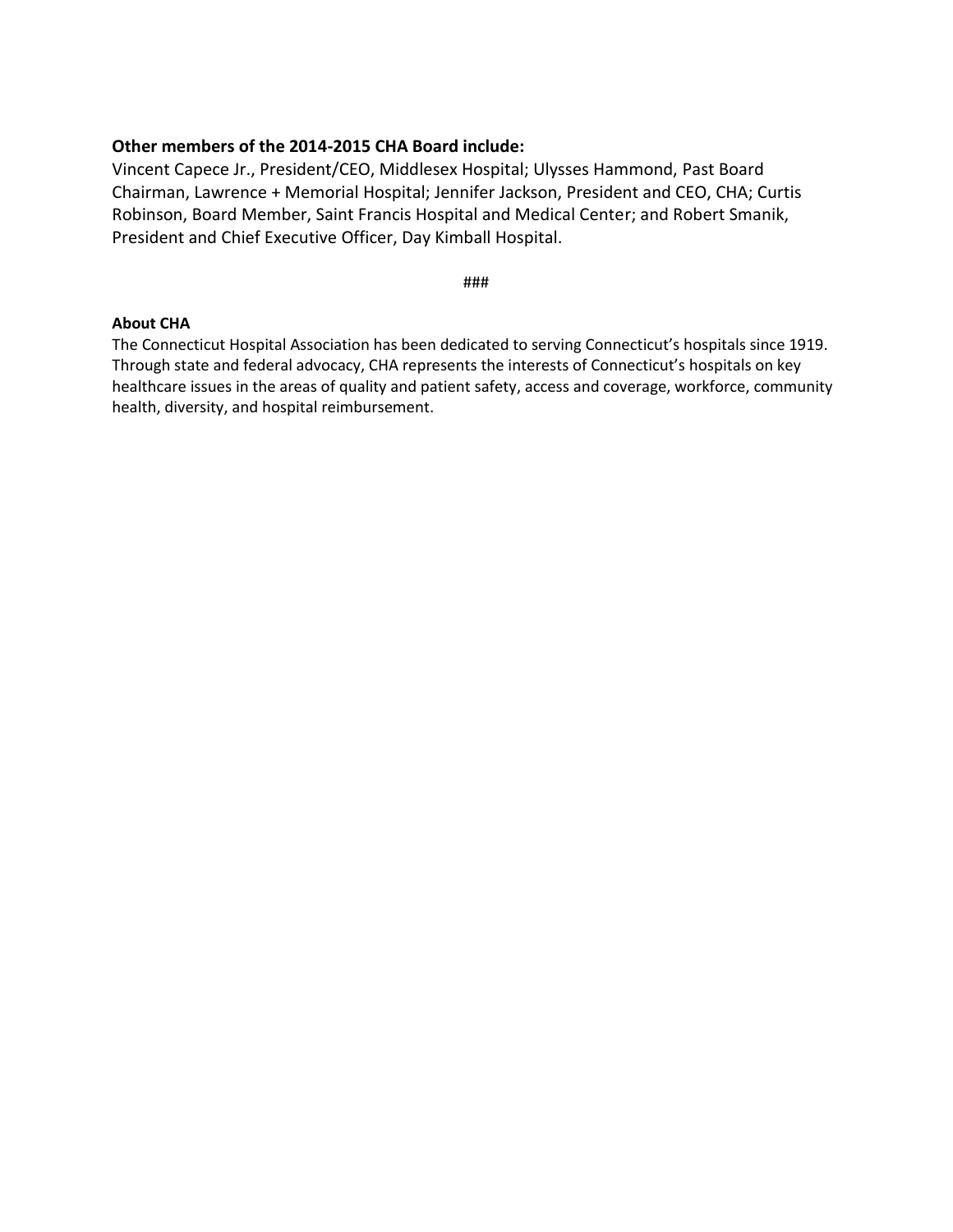**Other members of the 2014-2015 CHA Board include:**

Vincent Capece Jr., President/CEO, Middlesex Hospital; Ulysses Hammond, Past Board Chairman, Lawrence + Memorial Hospital; Jennifer Jackson, President and CEO, CHA; Curtis Robinson, Board Member, Saint Francis Hospital and Medical Center; and Robert Smanik, President and Chief Executive Officer, Day Kimball Hospital.

###

**About CHA**

The Connecticut Hospital Association has been dedicated to serving Connecticut's hospitals since 1919. Through state and federal advocacy, CHA represents the interests of Connecticut's hospitals on key healthcare issues in the areas of quality and patient safety, access and coverage, workforce, community health, diversity, and hospital reimbursement.